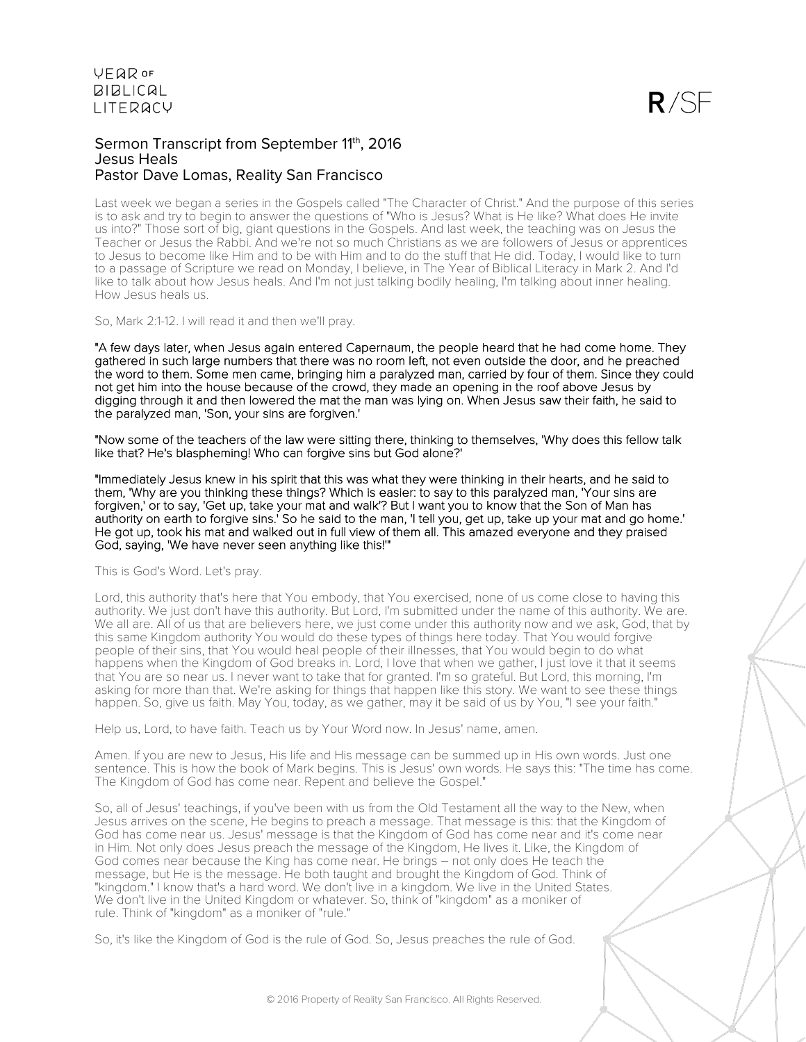# Sermon Transcript from September 11th, 2016
## Jesus Heals
### Pastor Dave Lomas, Reality San Francisco

Last week we began a series in the Gospels called "The Character of Christ." And the purpose of this series is to ask and try to begin to answer the questions of "Who is Jesus? What is He like? What does He invite us into?" Those sort of big, giant questions in the Gospels. And last week, the teaching was on Jesus the Teacher or Jesus the Rabbi. And we're not so much Christians as we are followers of Jesus or apprentices to Jesus to become like Him and to be with Him and to do the stuff that He did. Today, I would like to turn to a passage of Scripture we read on Monday, I believe, in The Year of Biblical Literacy in Mark 2. And I'd like to talk about how Jesus heals. And I'm not just talking bodily healing, I'm talking about inner healing. How Jesus heals us.

So, Mark 2:1-12. I will read it and then we'll pray.

**"A few days later, when Jesus again entered Capernaum, the people heard that he had come home. They gathered in such large numbers that there was no room left, not even outside the door, and he preached the word to them. Some men came, bringing him a paralyzed man, carried by four of them. Since they could not get him into the house because of the crowd, they made an opening in the roof above Jesus by digging through it and then lowered the mat the man was lying on. When Jesus saw their faith, he said to the paralyzed man, 'Son, your sins are forgiven.'**

**"Now some of the teachers of the law were sitting there, thinking to themselves, 'Why does this fellow talk like that? He's blaspheming! Who can forgive sins but God alone?'**

**"Immediately Jesus knew in his spirit that this was what they were thinking in their hearts, and he said to them, 'Why are you thinking these things? Which is easier: to say to this paralyzed man, 'Your sins are forgiven,' or to say, 'Get up, take your mat and walk'? But I want you to know that the Son of Man has authority on earth to forgive sins.' So he said to the man, 'I tell you, get up, take up your mat and go home.' He got up, took his mat and walked out in full view of them all. This amazed everyone and they praised God, saying, 'We have never seen anything like this!'"**

This is God's Word. Let's pray.

Lord, this authority that's here that You embody, that You exercised, none of us come close to having this authority. We just don't have this authority. But Lord, I'm submitted under the name of this authority. We are. We all are. All of us that are believers here, we just come under this authority now and we ask, God, that by this same Kingdom authority You would do these types of things here today. That You would forgive people of their sins, that You would heal people of their illnesses, that You would begin to do what happens when the Kingdom of God breaks in. Lord, I love that when we gather, I just love it that it seems that You are so near us. I never want to take that for granted. I'm so grateful. But Lord, this morning, I'm asking for more than that. We're asking for things that happen like this story. We want to see these things happen. So, give us faith. May You, today, as we gather, may it be said of us by You, "I see your faith."

Help us, Lord, to have faith. Teach us by Your Word now. In Jesus' name, amen.

Amen. If you are new to Jesus, His life and His message can be summed up in His own words. Just one sentence. This is how the book of Mark begins. This is Jesus' own words. He says this: "The time has come. The Kingdom of God has come near. Repent and believe the Gospel."

So, all of Jesus' teachings, if you've been with us from the Old Testament all the way to the New, when Jesus arrives on the scene, He begins to preach a message. That message is this: that the Kingdom of God has come near us. Jesus' message is that the Kingdom of God has come near and it's come near in Him. Not only does Jesus preach the message of the Kingdom, He lives it. Like, the Kingdom of God comes near because the King has come near. He brings – not only does He teach the message, but He is the message. He both taught and brought the Kingdom of God. Think of "kingdom." I know that's a hard word. We don't live in a kingdom. We live in the United States. We don't live in the United Kingdom or whatever. So, think of "kingdom" as a moniker of rule. Think of "kingdom" as a moniker of "rule."

So, it's like the Kingdom of God is the rule of God. So, Jesus preaches the rule of God.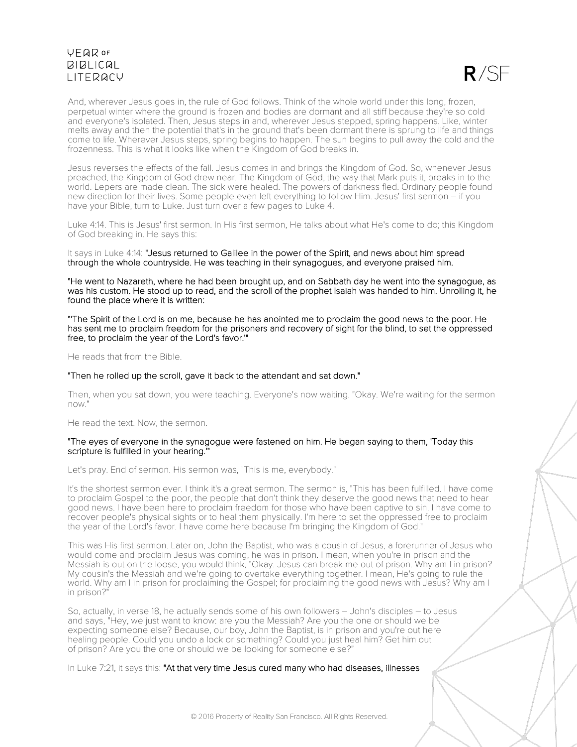And, wherever Jesus goes in, the rule of God follows. Think of the whole world under this long, frozen, perpetual winter where the ground is frozen and bodies are dormant and all stiff because they're so cold and everyone's isolated. Then, Jesus steps in and, wherever Jesus stepped, spring happens. Like, winter melts away and then the potential that's in the ground that's been dormant there is sprung to life and things come to life. Wherever Jesus steps, spring begins to happen. The sun begins to pull away the cold and the frozenness. This is what it looks like when the Kingdom of God breaks in.

Jesus reverses the effects of the fall. Jesus comes in and brings the Kingdom of God. So, whenever Jesus preached, the Kingdom of God drew near. The Kingdom of God, the way that Mark puts it, breaks in to the world. Lepers are made clean. The sick were healed. The powers of darkness fled. Ordinary people found new direction for their lives. Some people even left everything to follow Him. Jesus' first sermon – if you have your Bible, turn to Luke. Just turn over a few pages to Luke 4.

Luke 4:14. This is Jesus' first sermon. In His first sermon, He talks about what He's come to do; this Kingdom of God breaking in. He says this:

It says in Luke 4:14: **"Jesus returned to Galilee in the power of the Spirit, and news about him spread through the whole countryside. He was teaching in their synagogues, and everyone praised him.**

**"He went to Nazareth, where he had been brought up, and on Sabbath day he went into the synagogue, as was his custom. He stood up to read, and the scroll of the prophet Isaiah was handed to him. Unrolling it, he found the place where it is written:**

**"'The Spirit of the Lord is on me, because he has anointed me to proclaim the good news to the poor. He has sent me to proclaim freedom for the prisoners and recovery of sight for the blind, to set the oppressed free, to proclaim the year of the Lord's favor.'"**

He reads that from the Bible.

**"Then he rolled up the scroll, gave it back to the attendant and sat down."**

Then, when you sat down, you were teaching. Everyone's now waiting. "Okay. We're waiting for the sermon now."

He read the text. Now, the sermon.

**"The eyes of everyone in the synagogue were fastened on him. He began saying to them, 'Today this scripture is fulfilled in your hearing.'"**

Let's pray. End of sermon. His sermon was, "This is me, everybody."

It's the shortest sermon ever. I think it's a great sermon. The sermon is, "This has been fulfilled. I have come to proclaim Gospel to the poor, the people that don't think they deserve the good news that need to hear good news. I have been here to proclaim freedom for those who have been captive to sin. I have come to recover people's physical sights or to heal them physically. I'm here to set the oppressed free to proclaim the year of the Lord's favor. I have come here because I'm bringing the Kingdom of God."

This was His first sermon. Later on, John the Baptist, who was a cousin of Jesus, a forerunner of Jesus who would come and proclaim Jesus was coming, he was in prison. I mean, when you're in prison and the Messiah is out on the loose, you would think, "Okay. Jesus can break me out of prison. Why am I in prison? My cousin's the Messiah and we're going to overtake everything together. I mean, He's going to rule the world. Why am I in prison for proclaiming the Gospel; for proclaiming the good news with Jesus? Why am I in prison?"

So, actually, in verse 18, he actually sends some of his own followers – John's disciples – to Jesus and says, "Hey, we just want to know: are you the Messiah? Are you the one or should we be expecting someone else? Because, our boy, John the Baptist, is in prison and you're out here healing people. Could you undo a lock or something? Could you just heal him? Get him out of prison? Are you the one or should we be looking for someone else?"

In Luke 7:21, it says this: **"At that very time Jesus cured many who had diseases, illnesses**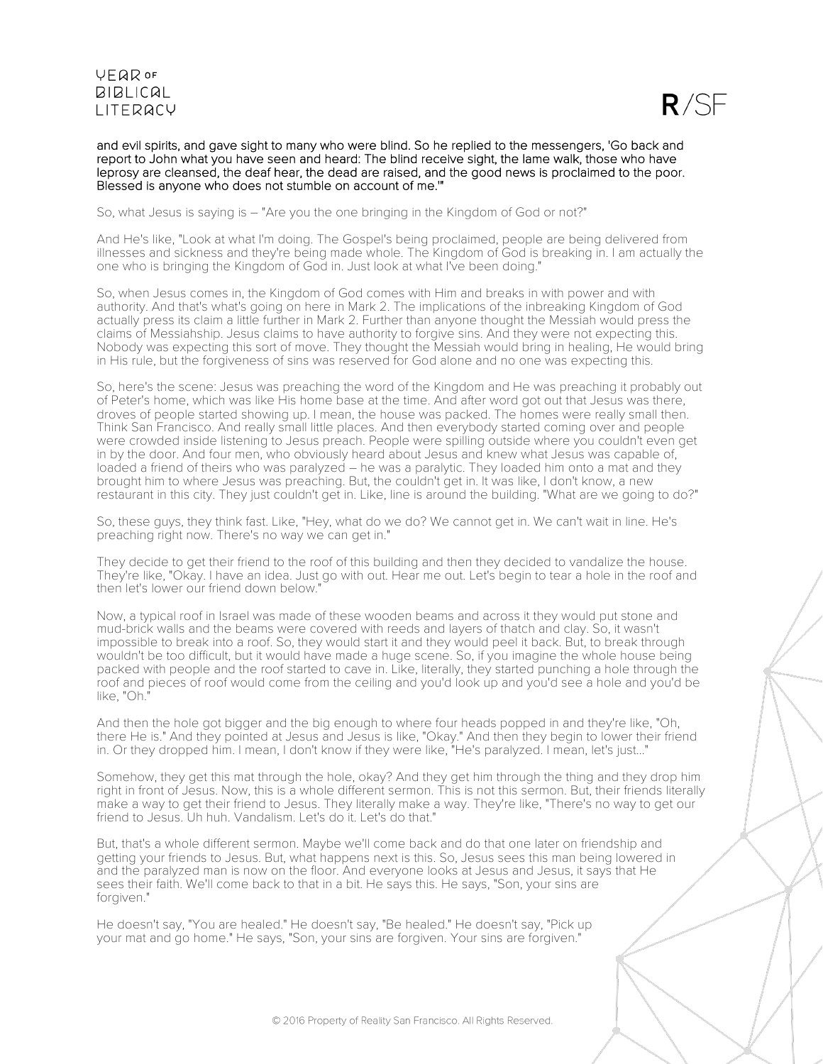and evil spirits, and gave sight to many who were blind. So he replied to the messengers, 'Go back and report to John what you have seen and heard: The blind receive sight, the lame walk, those who have leprosy are cleansed, the deaf hear, the dead are raised, and the good news is proclaimed to the poor. Blessed is anyone who does not stumble on account of me.'"

So, what Jesus is saying is – "Are you the one bringing in the Kingdom of God or not?"

And He's like, "Look at what I'm doing. The Gospel's being proclaimed, people are being delivered from illnesses and sickness and they're being made whole. The Kingdom of God is breaking in. I am actually the one who is bringing the Kingdom of God in. Just look at what I've been doing."

So, when Jesus comes in, the Kingdom of God comes with Him and breaks in with power and with authority. And that's what's going on here in Mark 2. The implications of the inbreaking Kingdom of God actually press its claim a little further in Mark 2. Further than anyone thought the Messiah would press the claims of Messiahship. Jesus claims to have authority to forgive sins. And they were not expecting this. Nobody was expecting this sort of move. They thought the Messiah would bring in healing, He would bring in His rule, but the forgiveness of sins was reserved for God alone and no one was expecting this.

So, here's the scene: Jesus was preaching the word of the Kingdom and He was preaching it probably out of Peter's home, which was like His home base at the time. And after word got out that Jesus was there, droves of people started showing up. I mean, the house was packed. The homes were really small then. Think San Francisco. And really small little places. And then everybody started coming over and people were crowded inside listening to Jesus preach. People were spilling outside where you couldn't even get in by the door. And four men, who obviously heard about Jesus and knew what Jesus was capable of, loaded a friend of theirs who was paralyzed – he was a paralytic. They loaded him onto a mat and they brought him to where Jesus was preaching. But, the couldn't get in. It was like, I don't know, a new restaurant in this city. They just couldn't get in. Like, line is around the building. "What are we going to do?"

So, these guys, they think fast. Like, "Hey, what do we do? We cannot get in. We can't wait in line. He's preaching right now. There's no way we can get in."

They decide to get their friend to the roof of this building and then they decided to vandalize the house. They're like, "Okay. I have an idea. Just go with out. Hear me out. Let's begin to tear a hole in the roof and then let's lower our friend down below."

Now, a typical roof in Israel was made of these wooden beams and across it they would put stone and mud-brick walls and the beams were covered with reeds and layers of thatch and clay. So, it wasn't impossible to break into a roof. So, they would start it and they would peel it back. But, to break through wouldn't be too difficult, but it would have made a huge scene. So, if you imagine the whole house being packed with people and the roof started to cave in. Like, literally, they started punching a hole through the roof and pieces of roof would come from the ceiling and you'd look up and you'd see a hole and you'd be like, "Oh."

And then the hole got bigger and the big enough to where four heads popped in and they're like, "Oh, there He is." And they pointed at Jesus and Jesus is like, "Okay." And then they begin to lower their friend in. Or they dropped him. I mean, I don't know if they were like, "He's paralyzed. I mean, let's just..."

Somehow, they get this mat through the hole, okay? And they get him through the thing and they drop him right in front of Jesus. Now, this is a whole different sermon. This is not this sermon. But, their friends literally make a way to get their friend to Jesus. They literally make a way. They're like, "There's no way to get our friend to Jesus. Uh huh. Vandalism. Let's do it. Let's do that."

But, that's a whole different sermon. Maybe we'll come back and do that one later on friendship and getting your friends to Jesus. But, what happens next is this. So, Jesus sees this man being lowered in and the paralyzed man is now on the floor. And everyone looks at Jesus and Jesus, it says that He sees their faith. We'll come back to that in a bit. He says this. He says, "Son, your sins are forgiven."

He doesn't say, "You are healed." He doesn't say, "Be healed." He doesn't say, "Pick up your mat and go home." He says, "Son, your sins are forgiven. Your sins are forgiven."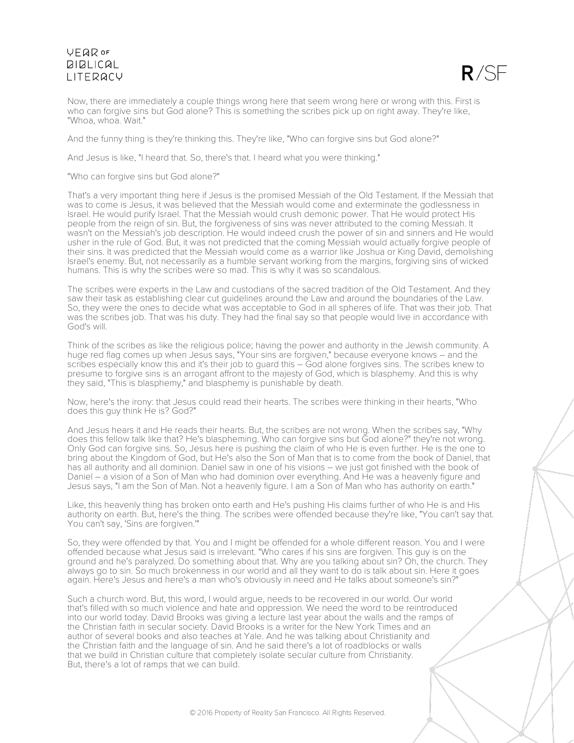Now, there are immediately a couple things wrong here that seem wrong here or wrong with this. First is who can forgive sins but God alone? This is something the scribes pick up on right away. They're like, "Whoa, whoa. Wait."

And the funny thing is they're thinking this. They're like, "Who can forgive sins but God alone?"

And Jesus is like, "I heard that. So, there's that. I heard what you were thinking."

"Who can forgive sins but God alone?"

That's a very important thing here if Jesus is the promised Messiah of the Old Testament. If the Messiah that was to come is Jesus, it was believed that the Messiah would come and exterminate the godlessness in Israel. He would purify Israel. That the Messiah would crush demonic power. That He would protect His people from the reign of sin. But, the forgiveness of sins was never attributed to the coming Messiah. It wasn't on the Messiah's job description. He would indeed crush the power of sin and sinners and He would usher in the rule of God. But, it was not predicted that the coming Messiah would actually forgive people of their sins. It was predicted that the Messiah would come as a warrior like Joshua or King David, demolishing Israel's enemy. But, not necessarily as a humble servant working from the margins, forgiving sins of wicked humans. This is why the scribes were so mad. This is why it was so scandalous.

The scribes were experts in the Law and custodians of the sacred tradition of the Old Testament. And they saw their task as establishing clear cut guidelines around the Law and around the boundaries of the Law. So, they were the ones to decide what was acceptable to God in all spheres of life. That was their job. That was the scribes job. That was his duty. They had the final say so that people would live in accordance with God's will.

Think of the scribes as like the religious police; having the power and authority in the Jewish community. A huge red flag comes up when Jesus says, "Your sins are forgiven," because everyone knows – and the scribes especially know this and it's their job to guard this – God alone forgives sins. The scribes knew to presume to forgive sins is an arrogant affront to the majesty of God, which is blasphemy. And this is why they said, "This is blasphemy," and blasphemy is punishable by death.

Now, here's the irony: that Jesus could read their hearts. The scribes were thinking in their hearts, "Who does this guy think He is? God?"

And Jesus hears it and He reads their hearts. But, the scribes are not wrong. When the scribes say, "Why does this fellow talk like that? He's blaspheming. Who can forgive sins but God alone?" they're not wrong. Only God can forgive sins. So, Jesus here is pushing the claim of who He is even further. He is the one to bring about the Kingdom of God, but He's also the Son of Man that is to come from the book of Daniel, that has all authority and all dominion. Daniel saw in one of his visions – we just got finished with the book of Daniel – a vision of a Son of Man who had dominion over everything. And He was a heavenly figure and Jesus says, "I am the Son of Man. Not a heavenly figure. I am a Son of Man who has authority on earth."

Like, this heavenly thing has broken onto earth and He's pushing His claims further of who He is and His authority on earth. But, here's the thing. The scribes were offended because they're like, "You can't say that. You can't say, 'Sins are forgiven.'"

So, they were offended by that. You and I might be offended for a whole different reason. You and I were offended because what Jesus said is irrelevant. "Who cares if his sins are forgiven. This guy is on the ground and he's paralyzed. Do something about that. Why are you talking about sin? Oh, the church. They always go to sin. So much brokenness in our world and all they want to do is talk about sin. Here it goes again. Here's Jesus and here's a man who's obviously in need and He talks about someone's sin?"

Such a church word. But, this word, I would argue, needs to be recovered in our world. Our world that's filled with so much violence and hate and oppression. We need the word to be reintroduced into our world today. David Brooks was giving a lecture last year about the walls and the ramps of the Christian faith in secular society. David Brooks is a writer for the New York Times and an author of several books and also teaches at Yale. And he was talking about Christianity and the Christian faith and the language of sin. And he said there's a lot of roadblocks or walls that we build in Christian culture that completely isolate secular culture from Christianity. But, there's a lot of ramps that we can build.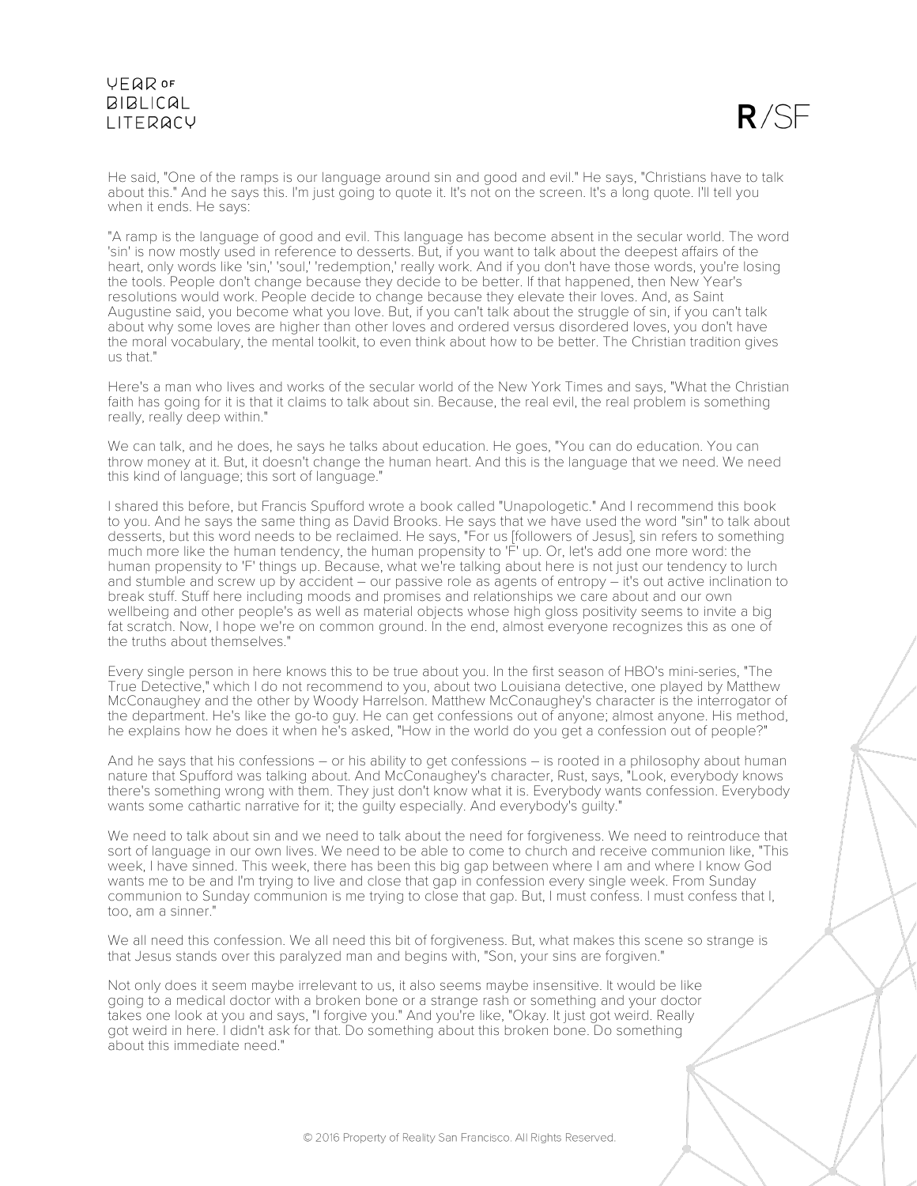He said, "One of the ramps is our language around sin and good and evil." He says, "Christians have to talk about this." And he says this. I'm just going to quote it. It's not on the screen. It's a long quote. I'll tell you when it ends. He says:

"A ramp is the language of good and evil. This language has become absent in the secular world. The word 'sin' is now mostly used in reference to desserts. But, if you want to talk about the deepest affairs of the heart, only words like 'sin,' 'soul,' 'redemption,' really work. And if you don't have those words, you're losing the tools. People don't change because they decide to be better. If that happened, then New Year's resolutions would work. People decide to change because they elevate their loves. And, as Saint Augustine said, you become what you love. But, if you can't talk about the struggle of sin, if you can't talk about why some loves are higher than other loves and ordered versus disordered loves, you don't have the moral vocabulary, the mental toolkit, to even think about how to be better. The Christian tradition gives us that."

Here's a man who lives and works of the secular world of the New York Times and says, "What the Christian faith has going for it is that it claims to talk about sin. Because, the real evil, the real problem is something really, really deep within."

We can talk, and he does, he says he talks about education. He goes, "You can do education. You can throw money at it. But, it doesn't change the human heart. And this is the language that we need. We need this kind of language; this sort of language."

I shared this before, but Francis Spufford wrote a book called "Unapologetic." And I recommend this book to you. And he says the same thing as David Brooks. He says that we have used the word "sin" to talk about desserts, but this word needs to be reclaimed. He says, "For us [followers of Jesus], sin refers to something much more like the human tendency, the human propensity to 'F' up. Or, let's add one more word: the human propensity to 'F' things up. Because, what we're talking about here is not just our tendency to lurch and stumble and screw up by accident – our passive role as agents of entropy – it's out active inclination to break stuff. Stuff here including moods and promises and relationships we care about and our own wellbeing and other people's as well as material objects whose high gloss positivity seems to invite a big fat scratch. Now, I hope we're on common ground. In the end, almost everyone recognizes this as one of the truths about themselves."

Every single person in here knows this to be true about you. In the first season of HBO's mini-series, "The True Detective," which I do not recommend to you, about two Louisiana detective, one played by Matthew McConaughey and the other by Woody Harrelson. Matthew McConaughey's character is the interrogator of the department. He's like the go-to guy. He can get confessions out of anyone; almost anyone. His method, he explains how he does it when he's asked, "How in the world do you get a confession out of people?"

And he says that his confessions – or his ability to get confessions – is rooted in a philosophy about human nature that Spufford was talking about. And McConaughey's character, Rust, says, "Look, everybody knows there's something wrong with them. They just don't know what it is. Everybody wants confession. Everybody wants some cathartic narrative for it; the guilty especially. And everybody's guilty."

We need to talk about sin and we need to talk about the need for forgiveness. We need to reintroduce that sort of language in our own lives. We need to be able to come to church and receive communion like, "This week, I have sinned. This week, there has been this big gap between where I am and where I know God wants me to be and I'm trying to live and close that gap in confession every single week. From Sunday communion to Sunday communion is me trying to close that gap. But, I must confess. I must confess that I, too, am a sinner."

We all need this confession. We all need this bit of forgiveness. But, what makes this scene so strange is that Jesus stands over this paralyzed man and begins with, "Son, your sins are forgiven."

Not only does it seem maybe irrelevant to us, it also seems maybe insensitive. It would be like going to a medical doctor with a broken bone or a strange rash or something and your doctor takes one look at you and says, "I forgive you." And you're like, "Okay. It just got weird. Really got weird in here. I didn't ask for that. Do something about this broken bone. Do something about this immediate need."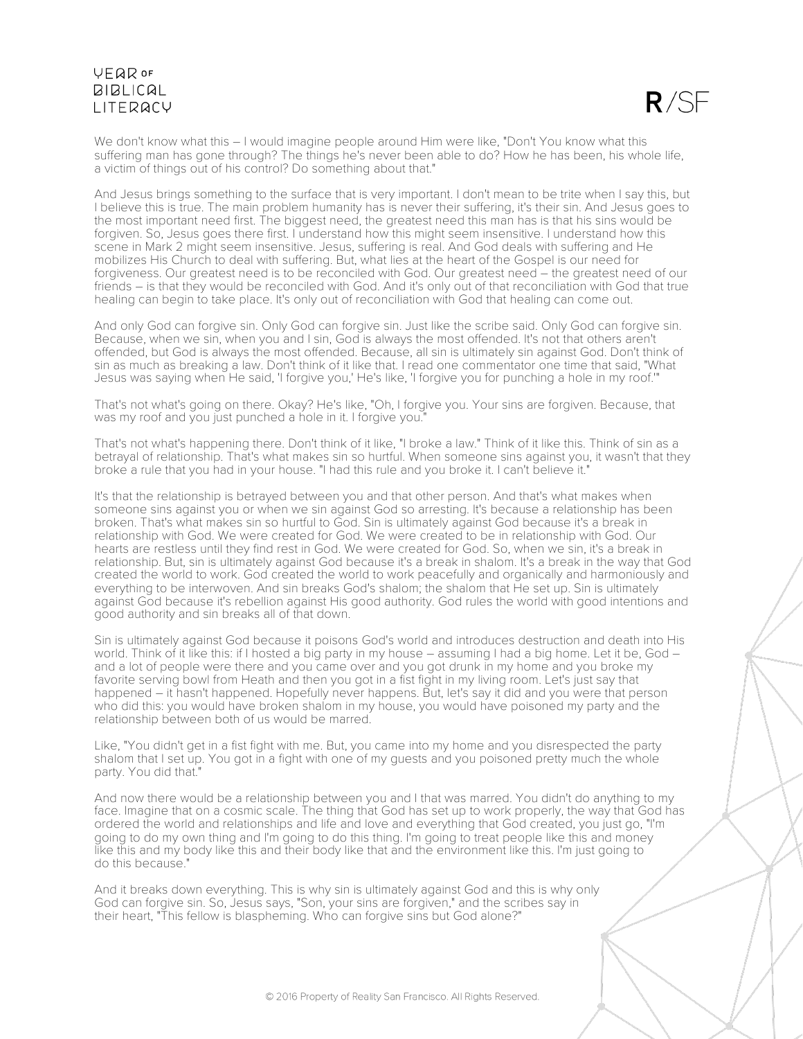We don't know what this – I would imagine people around Him were like, "Don't You know what this suffering man has gone through? The things he's never been able to do? How he has been, his whole life, a victim of things out of his control? Do something about that."

And Jesus brings something to the surface that is very important. I don't mean to be trite when I say this, but I believe this is true. The main problem humanity has is never their suffering, it's their sin. And Jesus goes to the most important need first. The biggest need, the greatest need this man has is that his sins would be forgiven. So, Jesus goes there first. I understand how this might seem insensitive. I understand how this scene in Mark 2 might seem insensitive. Jesus, suffering is real. And God deals with suffering and He mobilizes His Church to deal with suffering. But, what lies at the heart of the Gospel is our need for forgiveness. Our greatest need is to be reconciled with God. Our greatest need – the greatest need of our friends – is that they would be reconciled with God. And it's only out of that reconciliation with God that true healing can begin to take place. It's only out of reconciliation with God that healing can come out.

And only God can forgive sin. Only God can forgive sin. Just like the scribe said. Only God can forgive sin. Because, when we sin, when you and I sin, God is always the most offended. It's not that others aren't offended, but God is always the most offended. Because, all sin is ultimately sin against God. Don't think of sin as much as breaking a law. Don't think of it like that. I read one commentator one time that said, "What Jesus was saying when He said, 'I forgive you,' He's like, 'I forgive you for punching a hole in my roof.'"

That's not what's going on there. Okay? He's like, "Oh, I forgive you. Your sins are forgiven. Because, that was my roof and you just punched a hole in it. I forgive you."

That's not what's happening there. Don't think of it like, "I broke a law." Think of it like this. Think of sin as a betrayal of relationship. That's what makes sin so hurtful. When someone sins against you, it wasn't that they broke a rule that you had in your house. "I had this rule and you broke it. I can't believe it."

It's that the relationship is betrayed between you and that other person. And that's what makes when someone sins against you or when we sin against God so arresting. It's because a relationship has been broken. That's what makes sin so hurtful to God. Sin is ultimately against God because it's a break in relationship with God. We were created for God. We were created to be in relationship with God. Our hearts are restless until they find rest in God. We were created for God. So, when we sin, it's a break in relationship. But, sin is ultimately against God because it's a break in shalom. It's a break in the way that God created the world to work. God created the world to work peacefully and organically and harmoniously and everything to be interwoven. And sin breaks God's shalom; the shalom that He set up. Sin is ultimately against God because it's rebellion against His good authority. God rules the world with good intentions and good authority and sin breaks all of that down.

Sin is ultimately against God because it poisons God's world and introduces destruction and death into His world. Think of it like this: if I hosted a big party in my house – assuming I had a big home. Let it be, God – and a lot of people were there and you came over and you got drunk in my home and you broke my favorite serving bowl from Heath and then you got in a fist fight in my living room. Let's just say that happened – it hasn't happened. Hopefully never happens. But, let's say it did and you were that person who did this: you would have broken shalom in my house, you would have poisoned my party and the relationship between both of us would be marred.

Like, "You didn't get in a fist fight with me. But, you came into my home and you disrespected the party shalom that I set up. You got in a fight with one of my guests and you poisoned pretty much the whole party. You did that."

And now there would be a relationship between you and I that was marred. You didn't do anything to my face. Imagine that on a cosmic scale. The thing that God has set up to work properly, the way that God has ordered the world and relationships and life and love and everything that God created, you just go, "I'm going to do my own thing and I'm going to do this thing. I'm going to treat people like this and money like this and my body like this and their body like that and the environment like this. I'm just going to do this because."

And it breaks down everything. This is why sin is ultimately against God and this is why only God can forgive sin. So, Jesus says, "Son, your sins are forgiven," and the scribes say in their heart, "This fellow is blaspheming. Who can forgive sins but God alone?"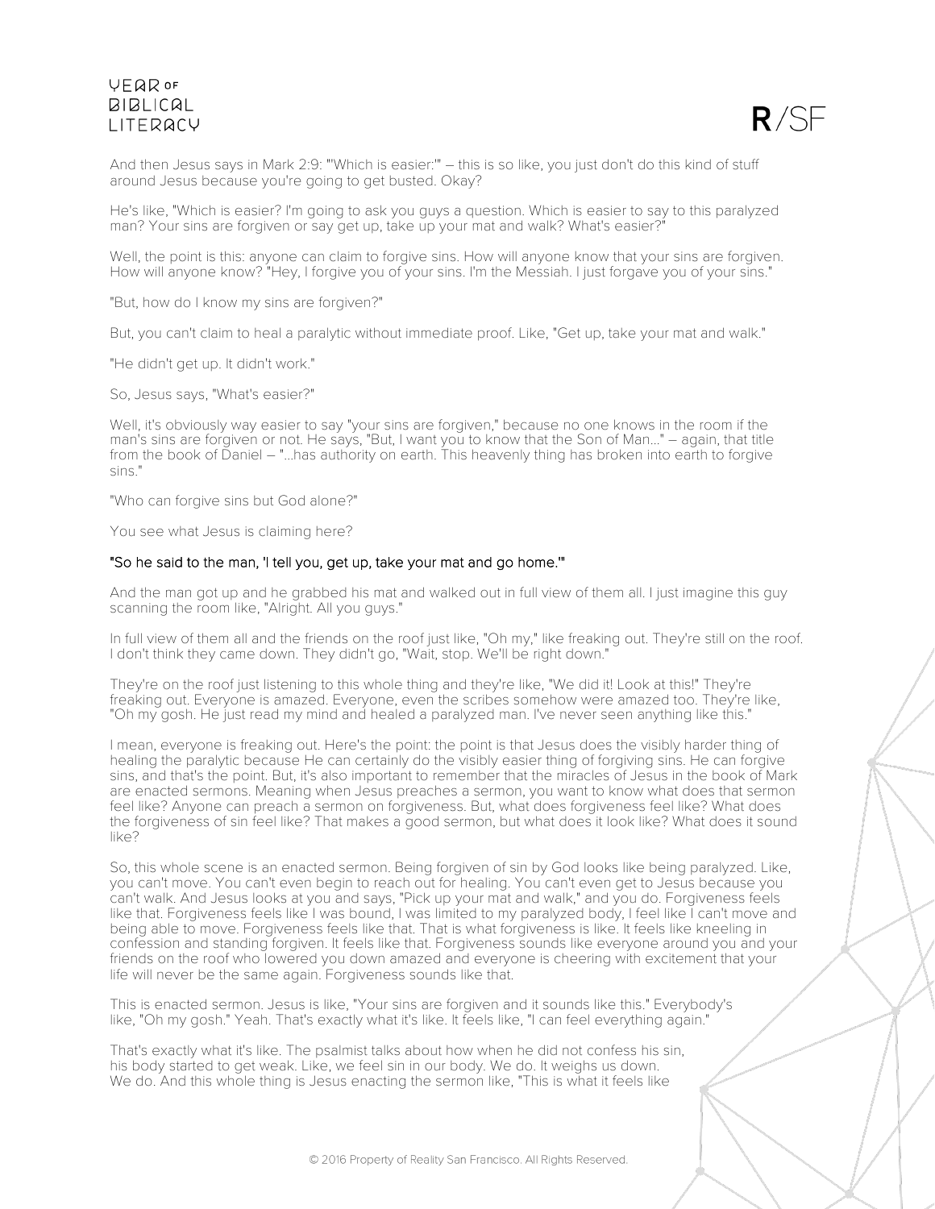And then Jesus says in Mark 2:9: "'Which is easier:'" – this is so like, you just don't do this kind of stuff around Jesus because you're going to get busted. Okay?

He's like, "Which is easier? I'm going to ask you guys a question. Which is easier to say to this paralyzed man? Your sins are forgiven or say get up, take up your mat and walk? What's easier?"

Well, the point is this: anyone can claim to forgive sins. How will anyone know that your sins are forgiven. How will anyone know? "Hey, I forgive you of your sins. I'm the Messiah. I just forgave you of your sins."

"But, how do I know my sins are forgiven?"

But, you can't claim to heal a paralytic without immediate proof. Like, "Get up, take your mat and walk."

"He didn't get up. It didn't work."

So, Jesus says, "What's easier?"

Well, it's obviously way easier to say "your sins are forgiven," because no one knows in the room if the man's sins are forgiven or not. He says, "But, I want you to know that the Son of Man..." – again, that title from the book of Daniel – "...has authority on earth. This heavenly thing has broken into earth to forgive sins."

"Who can forgive sins but God alone?"

You see what Jesus is claiming here?

"So he said to the man, 'I tell you, get up, take your mat and go home.'"

And the man got up and he grabbed his mat and walked out in full view of them all. I just imagine this guy scanning the room like, "Alright. All you guys."

In full view of them all and the friends on the roof just like, "Oh my," like freaking out. They're still on the roof. I don't think they came down. They didn't go, "Wait, stop. We'll be right down."

They're on the roof just listening to this whole thing and they're like, "We did it! Look at this!" They're freaking out. Everyone is amazed. Everyone, even the scribes somehow were amazed too. They're like, "Oh my gosh. He just read my mind and healed a paralyzed man. I've never seen anything like this."

I mean, everyone is freaking out. Here's the point: the point is that Jesus does the visibly harder thing of healing the paralytic because He can certainly do the visibly easier thing of forgiving sins. He can forgive sins, and that's the point. But, it's also important to remember that the miracles of Jesus in the book of Mark are enacted sermons. Meaning when Jesus preaches a sermon, you want to know what does that sermon feel like? Anyone can preach a sermon on forgiveness. But, what does forgiveness feel like? What does the forgiveness of sin feel like? That makes a good sermon, but what does it look like? What does it sound like?

So, this whole scene is an enacted sermon. Being forgiven of sin by God looks like being paralyzed. Like, you can't move. You can't even begin to reach out for healing. You can't even get to Jesus because you can't walk. And Jesus looks at you and says, "Pick up your mat and walk," and you do. Forgiveness feels like that. Forgiveness feels like I was bound, I was limited to my paralyzed body, I feel like I can't move and being able to move. Forgiveness feels like that. That is what forgiveness is like. It feels like kneeling in confession and standing forgiven. It feels like that. Forgiveness sounds like everyone around you and your friends on the roof who lowered you down amazed and everyone is cheering with excitement that your life will never be the same again. Forgiveness sounds like that.

This is enacted sermon. Jesus is like, "Your sins are forgiven and it sounds like this." Everybody's like, "Oh my gosh." Yeah. That's exactly what it's like. It feels like, "I can feel everything again."

That's exactly what it's like. The psalmist talks about how when he did not confess his sin, his body started to get weak. Like, we feel sin in our body. We do. It weighs us down. We do. And this whole thing is Jesus enacting the sermon like, "This is what it feels like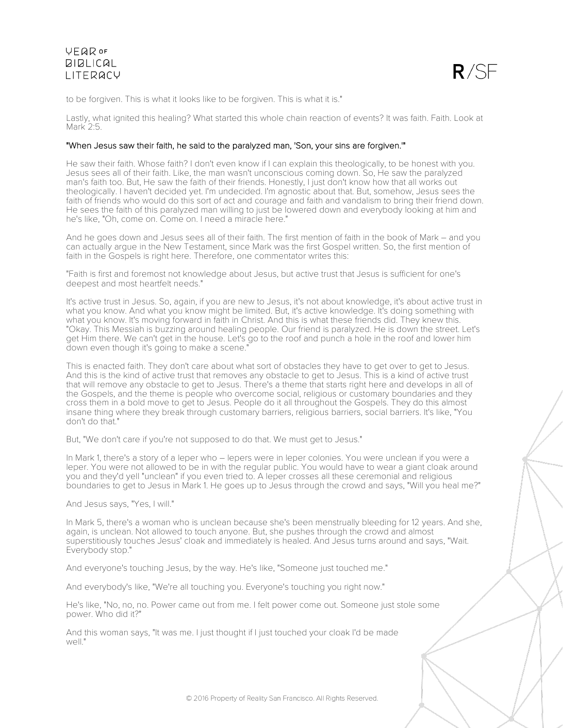to be forgiven. This is what it looks like to be forgiven. This is what it is."

Lastly, what ignited this healing? What started this whole chain reaction of events? It was faith. Faith. Look at Mark 2:5.

**"When Jesus saw their faith, he said to the paralyzed man, 'Son, your sins are forgiven.'"**

He saw their faith. Whose faith? I don't even know if I can explain this theologically, to be honest with you. Jesus sees all of their faith. Like, the man wasn't unconscious coming down. So, He saw the paralyzed man's faith too. But, He saw the faith of their friends. Honestly, I just don't know how that all works out theologically. I haven't decided yet. I'm undecided. I'm agnostic about that. But, somehow, Jesus sees the faith of friends who would do this sort of act and courage and faith and vandalism to bring their friend down. He sees the faith of this paralyzed man willing to just be lowered down and everybody looking at him and he's like, "Oh, come on. Come on. I need a miracle here."

And he goes down and Jesus sees all of their faith. The first mention of faith in the book of Mark – and you can actually argue in the New Testament, since Mark was the first Gospel written. So, the first mention of faith in the Gospels is right here. Therefore, one commentator writes this:

"Faith is first and foremost not knowledge about Jesus, but active trust that Jesus is sufficient for one's deepest and most heartfelt needs."

It's active trust in Jesus. So, again, if you are new to Jesus, it's not about knowledge, it's about active trust in what you know. And what you know might be limited. But, it's active knowledge. It's doing something with what you know. It's moving forward in faith in Christ. And this is what these friends did. They knew this. "Okay. This Messiah is buzzing around healing people. Our friend is paralyzed. He is down the street. Let's get Him there. We can't get in the house. Let's go to the roof and punch a hole in the roof and lower him down even though it's going to make a scene."

This is enacted faith. They don't care about what sort of obstacles they have to get over to get to Jesus. And this is the kind of active trust that removes any obstacle to get to Jesus. This is a kind of active trust that will remove any obstacle to get to Jesus. There's a theme that starts right here and develops in all of the Gospels, and the theme is people who overcome social, religious or customary boundaries and they cross them in a bold move to get to Jesus. People do it all throughout the Gospels. They do this almost insane thing where they break through customary barriers, religious barriers, social barriers. It's like, "You don't do that."

But, "We don't care if you're not supposed to do that. We must get to Jesus."

In Mark 1, there's a story of a leper who – lepers were in leper colonies. You were unclean if you were a leper. You were not allowed to be in with the regular public. You would have to wear a giant cloak around you and they'd yell "unclean" if you even tried to. A leper crosses all these ceremonial and religious boundaries to get to Jesus in Mark 1. He goes up to Jesus through the crowd and says, "Will you heal me?"

And Jesus says, "Yes, I will."

In Mark 5, there's a woman who is unclean because she's been menstrually bleeding for 12 years. And she, again, is unclean. Not allowed to touch anyone. But, she pushes through the crowd and almost superstitiously touches Jesus' cloak and immediately is healed. And Jesus turns around and says, "Wait. Everybody stop."

And everyone's touching Jesus, by the way. He's like, "Someone just touched me."

And everybody's like, "We're all touching you. Everyone's touching you right now."

He's like, "No, no, no. Power came out from me. I felt power come out. Someone just stole some power. Who did it?"

And this woman says, "It was me. I just thought if I just touched your cloak I'd be made well."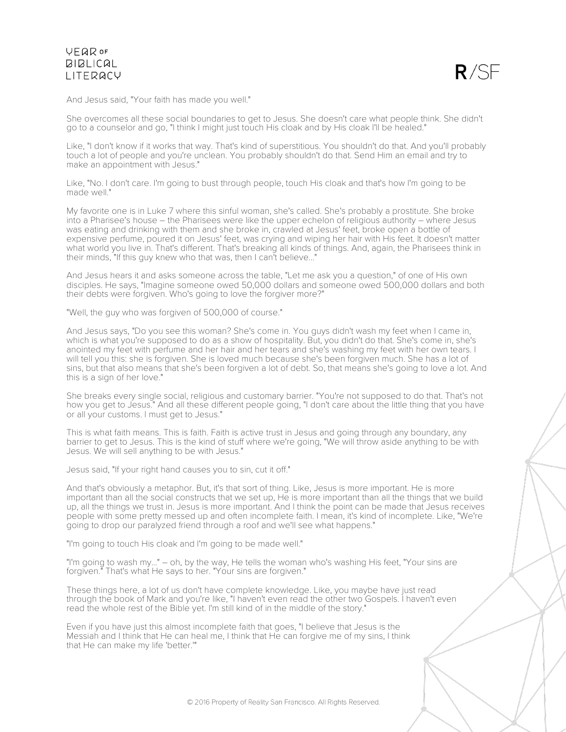And Jesus said, "Your faith has made you well."

She overcomes all these social boundaries to get to Jesus. She doesn't care what people think. She didn't go to a counselor and go, "I think I might just touch His cloak and by His cloak I'll be healed."

Like, "I don't know if it works that way. That's kind of superstitious. You shouldn't do that. And you'll probably touch a lot of people and you're unclean. You probably shouldn't do that. Send Him an email and try to make an appointment with Jesus."

Like, "No. I don't care. I'm going to bust through people, touch His cloak and that's how I'm going to be made well."

My favorite one is in Luke 7 where this sinful woman, she's called. She's probably a prostitute. She broke into a Pharisee's house – the Pharisees were like the upper echelon of religious authority – where Jesus was eating and drinking with them and she broke in, crawled at Jesus' feet, broke open a bottle of expensive perfume, poured it on Jesus' feet, was crying and wiping her hair with His feet. It doesn't matter what world you live in. That's different. That's breaking all kinds of things. And, again, the Pharisees think in their minds, "If this guy knew who that was, then I can't believe..."

And Jesus hears it and asks someone across the table, "Let me ask you a question," of one of His own disciples. He says, "Imagine someone owed 50,000 dollars and someone owed 500,000 dollars and both their debts were forgiven. Who's going to love the forgiver more?"

"Well, the guy who was forgiven of 500,000 of course."

And Jesus says, "Do you see this woman? She's come in. You guys didn't wash my feet when I came in, which is what you're supposed to do as a show of hospitality. But, you didn't do that. She's come in, she's anointed my feet with perfume and her hair and her tears and she's washing my feet with her own tears. I will tell you this: she is forgiven. She is loved much because she's been forgiven much. She has a lot of sins, but that also means that she's been forgiven a lot of debt. So, that means she's going to love a lot. And this is a sign of her love."

She breaks every single social, religious and customary barrier. "You're not supposed to do that. That's not how you get to Jesus." And all these different people going, "I don't care about the little thing that you have or all your customs. I must get to Jesus."

This is what faith means. This is faith. Faith is active trust in Jesus and going through any boundary, any barrier to get to Jesus. This is the kind of stuff where we're going, "We will throw aside anything to be with Jesus. We will sell anything to be with Jesus."

Jesus said, "If your right hand causes you to sin, cut it off."

And that's obviously a metaphor. But, it's that sort of thing. Like, Jesus is more important. He is more important than all the social constructs that we set up, He is more important than all the things that we build up, all the things we trust in. Jesus is more important. And I think the point can be made that Jesus receives people with some pretty messed up and often incomplete faith. I mean, it's kind of incomplete. Like, "We're going to drop our paralyzed friend through a roof and we'll see what happens."

"I'm going to touch His cloak and I'm going to be made well."

"I'm going to wash my..." – oh, by the way, He tells the woman who's washing His feet, "Your sins are forgiven." That's what He says to her. "Your sins are forgiven."

These things here, a lot of us don't have complete knowledge. Like, you maybe have just read through the book of Mark and you're like, "I haven't even read the other two Gospels. I haven't even read the whole rest of the Bible yet. I'm still kind of in the middle of the story."

Even if you have just this almost incomplete faith that goes, "I believe that Jesus is the Messiah and I think that He can heal me, I think that He can forgive me of my sins, I think that He can make my life 'better.'"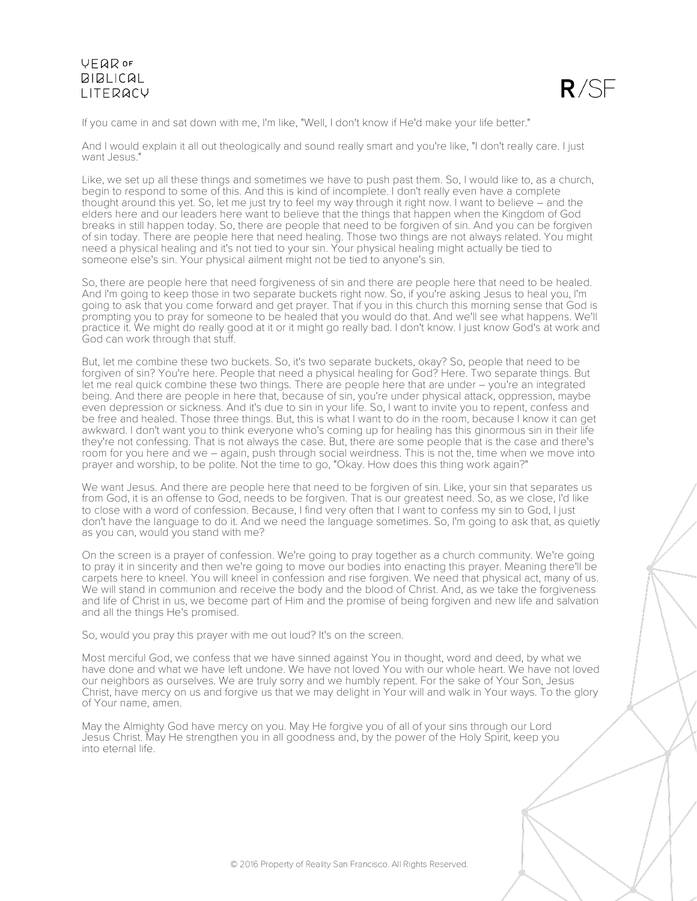If you came in and sat down with me, I'm like, "Well, I don't know if He'd make your life better."

And I would explain it all out theologically and sound really smart and you're like, "I don't really care. I just want Jesus."

Like, we set up all these things and sometimes we have to push past them. So, I would like to, as a church, begin to respond to some of this. And this is kind of incomplete. I don't really even have a complete thought around this yet. So, let me just try to feel my way through it right now. I want to believe – and the elders here and our leaders here want to believe that the things that happen when the Kingdom of God breaks in still happen today. So, there are people that need to be forgiven of sin. And you can be forgiven of sin today. There are people here that need healing. Those two things are not always related. You might need a physical healing and it's not tied to your sin. Your physical healing might actually be tied to someone else's sin. Your physical ailment might not be tied to anyone's sin.

So, there are people here that need forgiveness of sin and there are people here that need to be healed. And I'm going to keep those in two separate buckets right now. So, if you're asking Jesus to heal you, I'm going to ask that you come forward and get prayer. That if you in this church this morning sense that God is prompting you to pray for someone to be healed that you would do that. And we'll see what happens. We'll practice it. We might do really good at it or it might go really bad. I don't know. I just know God's at work and God can work through that stuff.

But, let me combine these two buckets. So, it's two separate buckets, okay? So, people that need to be forgiven of sin? You're here. People that need a physical healing for God? Here. Two separate things. But let me real quick combine these two things. There are people here that are under – you're an integrated being. And there are people in here that, because of sin, you're under physical attack, oppression, maybe even depression or sickness. And it's due to sin in your life. So, I want to invite you to repent, confess and be free and healed. Those three things. But, this is what I want to do in the room, because I know it can get awkward. I don't want you to think everyone who's coming up for healing has this ginormous sin in their life they're not confessing. That is not always the case. But, there are some people that is the case and there's room for you here and we – again, push through social weirdness. This is not the, time when we move into prayer and worship, to be polite. Not the time to go, "Okay. How does this thing work again?"

We want Jesus. And there are people here that need to be forgiven of sin. Like, your sin that separates us from God, it is an offense to God, needs to be forgiven. That is our greatest need. So, as we close, I'd like to close with a word of confession. Because, I find very often that I want to confess my sin to God, I just don't have the language to do it. And we need the language sometimes. So, I'm going to ask that, as quietly as you can, would you stand with me?

On the screen is a prayer of confession. We're going to pray together as a church community. We're going to pray it in sincerity and then we're going to move our bodies into enacting this prayer. Meaning there'll be carpets here to kneel. You will kneel in confession and rise forgiven. We need that physical act, many of us. We will stand in communion and receive the body and the blood of Christ. And, as we take the forgiveness and life of Christ in us, we become part of Him and the promise of being forgiven and new life and salvation and all the things He's promised.

So, would you pray this prayer with me out loud? It's on the screen.

Most merciful God, we confess that we have sinned against You in thought, word and deed, by what we have done and what we have left undone. We have not loved You with our whole heart. We have not loved our neighbors as ourselves. We are truly sorry and we humbly repent. For the sake of Your Son, Jesus Christ, have mercy on us and forgive us that we may delight in Your will and walk in Your ways. To the glory of Your name, amen.

May the Almighty God have mercy on you. May He forgive you of all of your sins through our Lord Jesus Christ. May He strengthen you in all goodness and, by the power of the Holy Spirit, keep you into eternal life.